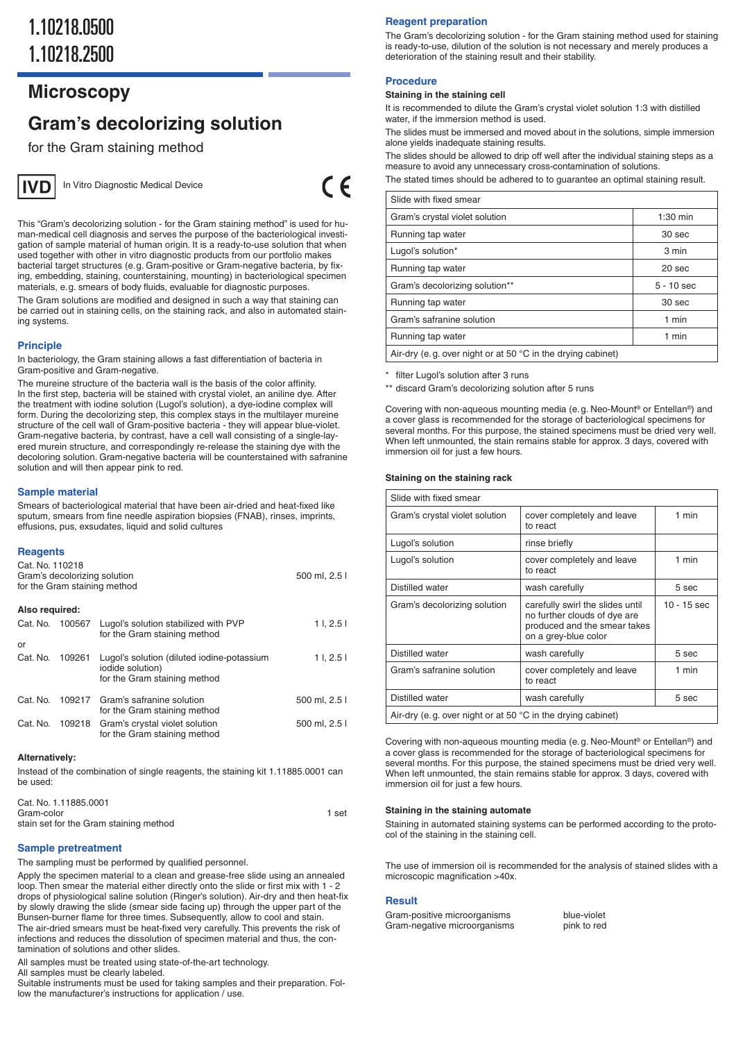# 1.10218.0500
# 1.10218.2500

## Microscopy

# Gram's decolorizing solution

for the Gram staining method

IVD In Vitro Diagnostic Medical Device

CE

This "Gram's decolorizing solution - for the Gram staining method" is used for human-medical cell diagnosis and serves the purpose of the bacteriological investigation of sample material of human origin. It is a ready-to-use solution that when used together with other in vitro diagnostic products from our portfolio makes bacterial target structures (e.g. Gram-positive or Gram-negative bacteria, by fixing, embedding, staining, counterstaining, mounting) in bacteriological specimen materials, e.g. smears of body fluids, evaluable for diagnostic purposes.

The Gram solutions are modified and designed in such a way that staining can be carried out in staining cells, on the staining rack, and also in automated staining systems.

## Principle

In bacteriology, the Gram staining allows a fast differentiation of bacteria in Gram-positive and Gram-negative.

The mureine structure of the bacteria wall is the basis of the color affinity. In the first step, bacteria will be stained with crystal violet, an aniline dye. After the treatment with iodine solution (Lugol's solution), a dye-iodine complex will form. During the decolorizing step, this complex stays in the multilayer mureine structure of the cell wall of Gram-positive bacteria - they will appear blue-violet. Gram-negative bacteria, by contrast, have a cell wall consisting of a single-layered murein structure, and correspondingly re-release the staining dye with the decoloring solution. Gram-negative bacteria will be counterstained with safranine solution and will then appear pink to red.

## Sample material

Smears of bacteriological material that have been air-dried and heat-fixed like sputum, smears from fine needle aspiration biopsies (FNAB), rinses, imprints, effusions, pus, exsudates, liquid and solid cultures

## Reagents

| Cat. No. 110218 | |
|---|---|
| Gram's decolorizing solution for the Gram staining method | 500 ml, 2.5 l |

**Also required:**

| Cat. No. | | | |
|---|---|---|---|
| Cat. No. | 100567 | Lugol's solution stabilized with PVP for the Gram staining method | 1 l, 2.5 l |
| or | | | |
| Cat. No. | 109261 | Lugol's solution (diluted iodine-potassium iodide solution) for the Gram staining method | 1 l, 2.5 l |
| Cat. No. | 109217 | Gram's safranine solution for the Gram staining method | 500 ml, 2.5 l |
| Cat. No. | 109218 | Gram's crystal violet solution for the Gram staining method | 500 ml, 2.5 l |

**Alternatively:**

Instead of the combination of single reagents, the staining kit 1.11885.0001 can be used:

| Cat. No. 1.11885.0001 | |
|---|---|
| Gram-color stain set for the Gram staining method | 1 set |

## Sample pretreatment

The sampling must be performed by qualified personnel.

Apply the specimen material to a clean and grease-free slide using an annealed loop. Then smear the material either directly onto the slide or first mix with 1 - 2 drops of physiological saline solution (Ringer's solution). Air-dry and then heat-fix by slowly drawing the slide (smear side facing up) through the upper part of the Bunsen-burner flame for three times. Subsequently, allow to cool and stain. The air-dried smears must be heat-fixed very carefully. This prevents the risk of infections and reduces the dissolution of specimen material and thus, the contamination of solutions and other slides.

All samples must be treated using state-of-the-art technology.
All samples must be clearly labeled.
Suitable instruments must be used for taking samples and their preparation. Follow the manufacturer's instructions for application / use.

## Reagent preparation

The Gram's decolorizing solution - for the Gram staining method used for staining is ready-to-use, dilution of the solution is not necessary and merely produces a deterioration of the staining result and their stability.

## Procedure

### Staining in the staining cell

It is recommended to dilute the Gram's crystal violet solution 1:3 with distilled water, if the immersion method is used.

The slides must be immersed and moved about in the solutions, simple immersion alone yields inadequate staining results.

The slides should be allowed to drip off well after the individual staining steps as a measure to avoid any unnecessary cross-contamination of solutions.

The stated times should be adhered to to guarantee an optimal staining result.

| Slide with fixed smear | |
|---|---|
| Gram's crystal violet solution | 1:30 min |
| Running tap water | 30 sec |
| Lugol's solution* | 3 min |
| Running tap water | 20 sec |
| Gram's decolorizing solution** | 5 - 10 sec |
| Running tap water | 30 sec |
| Gram's safranine solution | 1 min |
| Running tap water | 1 min |
| Air-dry (e.g. over night or at 50 °C in the drying cabinet) | |

\* filter Lugol's solution after 3 runs

\*\* discard Gram's decolorizing solution after 5 runs

Covering with non-aqueous mounting media (e.g. Neo-Mount® or Entellan®) and a cover glass is recommended for the storage of bacteriological specimens for several months. For this purpose, the stained specimens must be dried very well. When left unmounted, the stain remains stable for approx. 3 days, covered with immersion oil for just a few hours.

### Staining on the staining rack

| Slide with fixed smear | | |
|---|---|---|
| Gram's crystal violet solution | cover completely and leave to react | 1 min |
| Lugol's solution | rinse briefly | |
| Lugol's solution | cover completely and leave to react | 1 min |
| Distilled water | wash carefully | 5 sec |
| Gram's decolorizing solution | carefully swirl the slides until no further clouds of dye are produced and the smear takes on a grey-blue color | 10 - 15 sec |
| Distilled water | wash carefully | 5 sec |
| Gram's safranine solution | cover completely and leave to react | 1 min |
| Distilled water | wash carefully | 5 sec |
| Air-dry (e.g. over night or at 50 °C in the drying cabinet) | | |

Covering with non-aqueous mounting media (e.g. Neo-Mount® or Entellan®) and a cover glass is recommended for the storage of bacteriological specimens for several months. For this purpose, the stained specimens must be dried very well. When left unmounted, the stain remains stable for approx. 3 days, covered with immersion oil for just a few hours.

### Staining in the staining automate

Staining in automated staining systems can be performed according to the protocol of the staining in the staining cell.

The use of immersion oil is recommended for the analysis of stained slides with a microscopic magnification >40x.

## Result

| | |
|---|---|
| Gram-positive microorganisms | blue-violet |
| Gram-negative microorganisms | pink to red |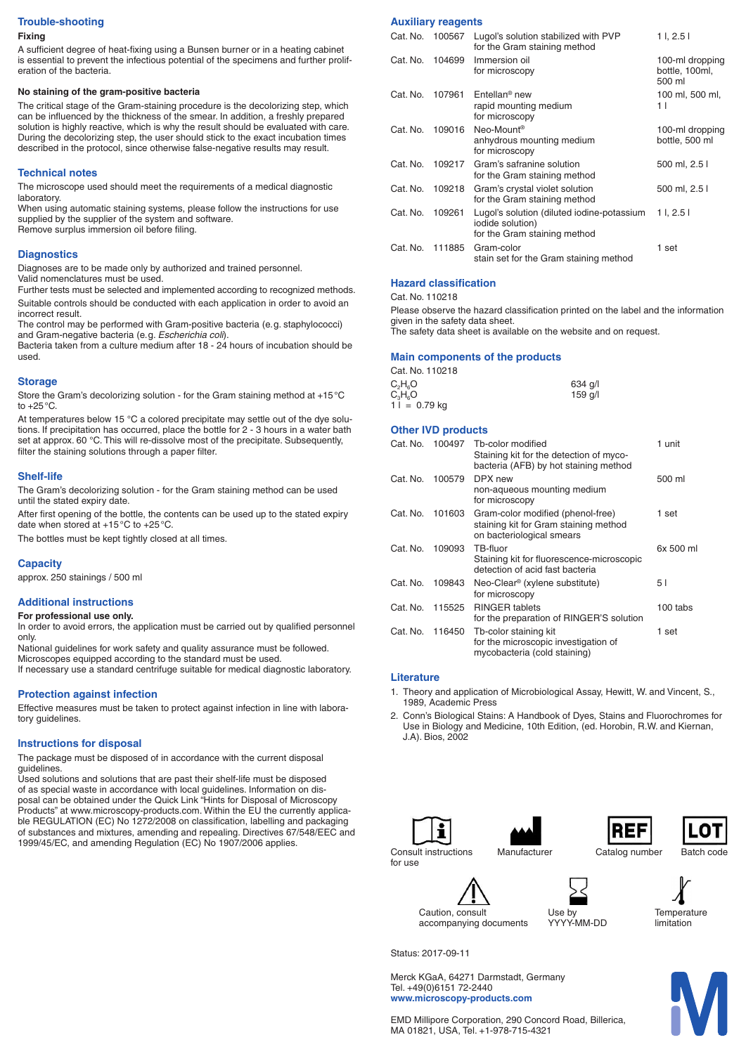## Trouble-shooting

**Fixing**

A sufficient degree of heat-fixing using a Bunsen burner or in a heating cabinet is essential to prevent the infectious potential of the specimens and further proliferation of the bacteria.

**No staining of the gram-positive bacteria**

The critical stage of the Gram-staining procedure is the decolorizing step, which can be influenced by the thickness of the smear. In addition, a freshly prepared solution is highly reactive, which is why the result should be evaluated with care. During the decolorizing step, the user should stick to the exact incubation times described in the protocol, since otherwise false-negative results may result.

## Technical notes

The microscope used should meet the requirements of a medical diagnostic laboratory.
When using automatic staining systems, please follow the instructions for use supplied by the supplier of the system and software.
Remove surplus immersion oil before filing.

## Diagnostics

Diagnoses are to be made only by authorized and trained personnel.
Valid nomenclatures must be used.
Further tests must be selected and implemented according to recognized methods.

Suitable controls should be conducted with each application in order to avoid an incorrect result.
The control may be performed with Gram-positive bacteria (e.g. staphylococci) and Gram-negative bacteria (e.g. *Escherichia coli*).
Bacteria taken from a culture medium after 18 - 24 hours of incubation should be used.

## Storage

Store the Gram's decolorizing solution - for the Gram staining method at +15 °C to +25 °C.

At temperatures below 15 °C a colored precipitate may settle out of the dye solutions. If precipitation has occurred, place the bottle for 2 - 3 hours in a water bath set at approx. 60 °C. This will re-dissolve most of the precipitate. Subsequently, filter the staining solutions through a paper filter.

## Shelf-life

The Gram's decolorizing solution - for the Gram staining method can be used until the stated expiry date.

After first opening of the bottle, the contents can be used up to the stated expiry date when stored at +15 °C to +25 °C.

The bottles must be kept tightly closed at all times.

## Capacity

approx. 250 stainings / 500 ml

## Additional instructions

**For professional use only.**
In order to avoid errors, the application must be carried out by qualified personnel only.
National guidelines for work safety and quality assurance must be followed.
Microscopes equipped according to the standard must be used.
If necessary use a standard centrifuge suitable for medical diagnostic laboratory.

## Protection against infection

Effective measures must be taken to protect against infection in line with laboratory guidelines.

## Instructions for disposal

The package must be disposed of in accordance with the current disposal guidelines.
Used solutions and solutions that are past their shelf-life must be disposed of as special waste in accordance with local guidelines. Information on disposal can be obtained under the Quick Link "Hints for Disposal of Microscopy Products" at www.microscopy-products.com. Within the EU the currently applicable REGULATION (EC) No 1272/2008 on classification, labelling and packaging of substances and mixtures, amending and repealing. Directives 67/548/EEC and 1999/45/EC, and amending Regulation (EC) No 1907/2006 applies.

## Auxiliary reagents

| | | | |
|---|---|---|---|
| Cat. No. | 100567 | Lugol's solution stabilized with PVP for the Gram staining method | 1 l, 2.5 l |
| Cat. No. | 104699 | Immersion oil for microscopy | 100-ml dropping bottle, 100ml, 500 ml |
| Cat. No. | 107961 | Entellan® new rapid mounting medium for microscopy | 100 ml, 500 ml, 1 l |
| Cat. No. | 109016 | Neo-Mount® anhydrous mounting medium for microscopy | 100-ml dropping bottle, 500 ml |
| Cat. No. | 109217 | Gram's safranine solution for the Gram staining method | 500 ml, 2.5 l |
| Cat. No. | 109218 | Gram's crystal violet solution for the Gram staining method | 500 ml, 2.5 l |
| Cat. No. | 109261 | Lugol's solution (diluted iodine-potassium iodide solution) for the Gram staining method | 1 l, 2.5 l |
| Cat. No. | 111885 | Gram-color stain set for the Gram staining method | 1 set |

## Hazard classification

Cat. No. 110218

Please observe the hazard classification printed on the label and the information given in the safety data sheet.
The safety data sheet is available on the website and on request.

## Main components of the products

Cat. No. 110218

| | |
|---|---|
| $C_2H_6O$ | 634 g/l |
| $C_3H_6O$ | 159 g/l |

1 l = 0.79 kg

## Other IVD products

| | | | |
|---|---|---|---|
| Cat. No. | 100497 | Tb-color modified Staining kit for the detection of mycobacteria (AFB) by hot staining method | 1 unit |
| Cat. No. | 100579 | DPX new non-aqueous mounting medium for microscopy | 500 ml |
| Cat. No. | 101603 | Gram-color modified (phenol-free) staining kit for Gram staining method on bacteriological smears | 1 set |
| Cat. No. | 109093 | TB-fluor Staining kit for fluorescence-microscopic detection of acid fast bacteria | 6x 500 ml |
| Cat. No. | 109843 | Neo-Clear® (xylene substitute) for microscopy | 5 l |
| Cat. No. | 115525 | RINGER tablets for the preparation of RINGER'S solution | 100 tabs |
| Cat. No. | 116450 | Tb-color staining kit for the microscopic investigation of mycobacteria (cold staining) | 1 set |

## Literature

1. Theory and application of Microbiological Assay, Hewitt, W. and Vincent, S., 1989, Academic Press
2. Conn's Biological Stains: A Handbook of Dyes, Stains and Fluorochromes for Use in Biology and Medicine, 10th Edition, (ed. Horobin, R.W. and Kiernan, J.A). Bios, 2002

Consult instructions for use | Manufacturer | Catalog number | Batch code

Caution, consult accompanying documents | Use by YYYY-MM-DD | Temperature limitation

Status: 2017-09-11

Merck KGaA, 64271 Darmstadt, Germany
Tel. +49(0)6151 72-2440
www.microscopy-products.com

EMD Millipore Corporation, 290 Concord Road, Billerica, MA 01821, USA, Tel. +1-978-715-4321